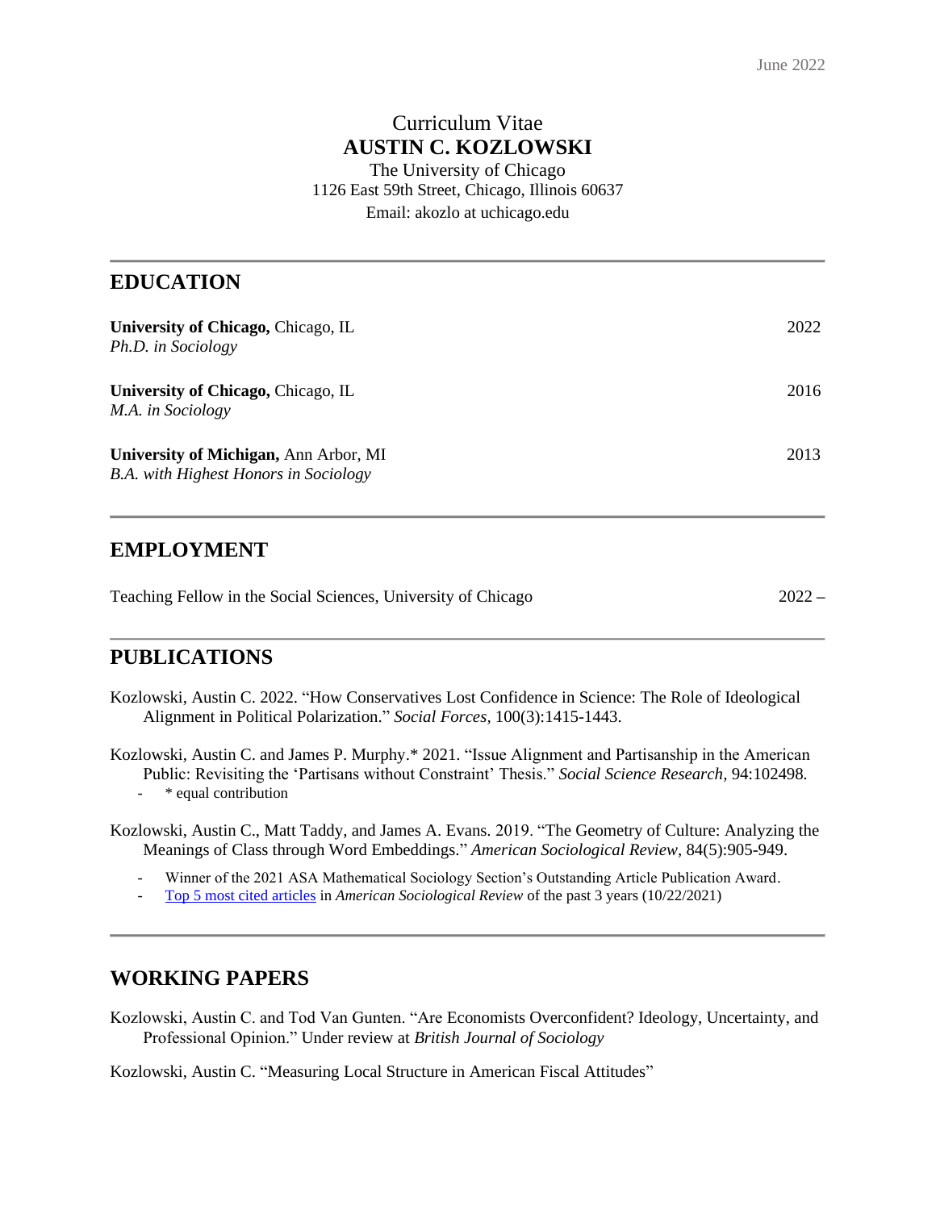June 2022

# Curriculum Vitae
# AUSTIN C. KOZLOWSKI

The University of Chicago
1126 East 59th Street, Chicago, Illinois 60637
Email: akozlo at uchicago.edu

## EDUCATION

**University of Chicago,** Chicago, IL — 2022
*Ph.D. in Sociology*

**University of Chicago,** Chicago, IL — 2016
*M.A. in Sociology*

**University of Michigan,** Ann Arbor, MI — 2013
*B.A. with Highest Honors in Sociology*

## EMPLOYMENT

Teaching Fellow in the Social Sciences, University of Chicago — 2022 –

## PUBLICATIONS

Kozlowski, Austin C. 2022. "How Conservatives Lost Confidence in Science: The Role of Ideological Alignment in Political Polarization." *Social Forces,* 100(3):1415-1443.

Kozlowski, Austin C. and James P. Murphy.* 2021. "Issue Alignment and Partisanship in the American Public: Revisiting the 'Partisans without Constraint' Thesis." *Social Science Research,* 94:102498.
- * equal contribution

Kozlowski, Austin C., Matt Taddy, and James A. Evans. 2019. "The Geometry of Culture: Analyzing the Meanings of Class through Word Embeddings." *American Sociological Review,* 84(5):905-949.
- Winner of the 2021 ASA Mathematical Sociology Section's Outstanding Article Publication Award.
- Top 5 most cited articles in *American Sociological Review* of the past 3 years (10/22/2021)

## WORKING PAPERS

Kozlowski, Austin C. and Tod Van Gunten. "Are Economists Overconfident? Ideology, Uncertainty, and Professional Opinion." Under review at *British Journal of Sociology*

Kozlowski, Austin C. "Measuring Local Structure in American Fiscal Attitudes"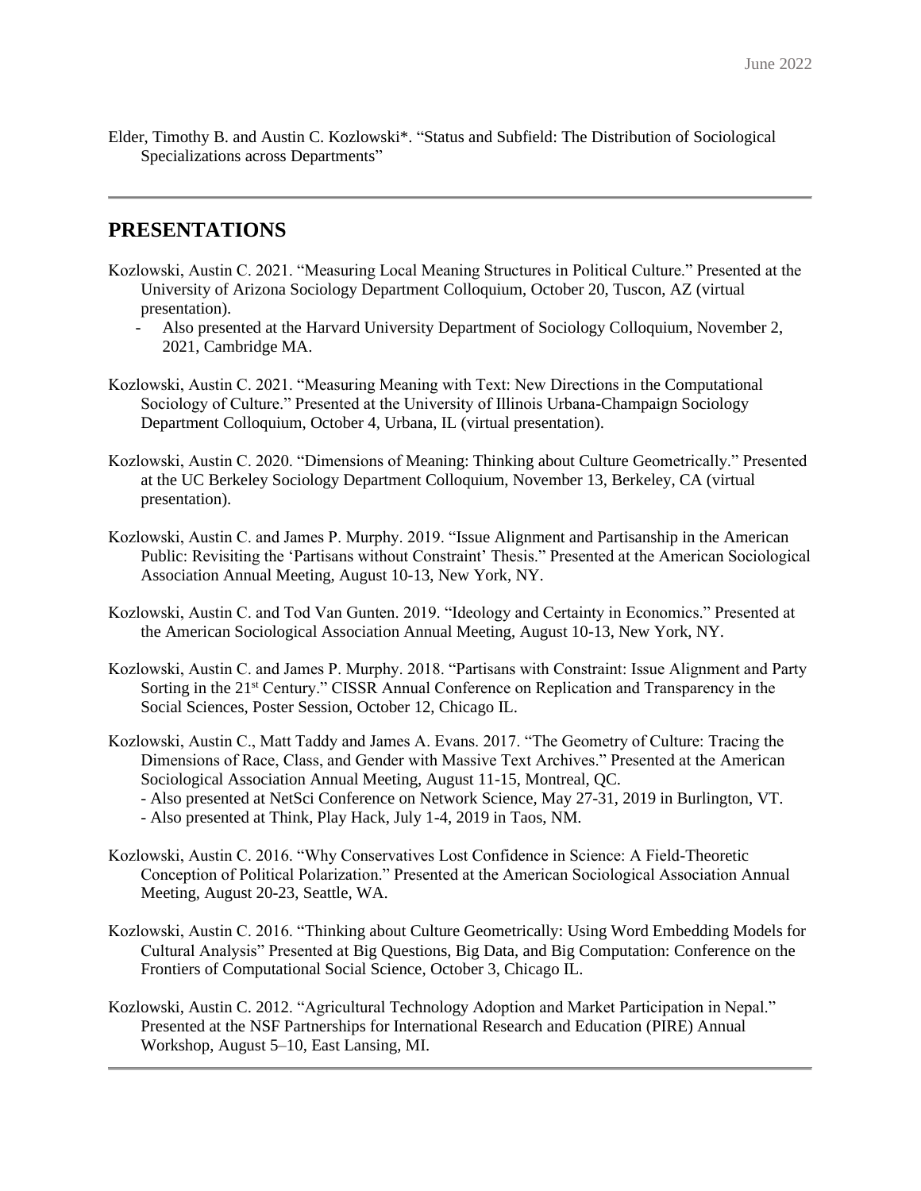Elder, Timothy B. and Austin C. Kozlowski*. "Status and Subfield: The Distribution of Sociological Specializations across Departments"

## PRESENTATIONS

Kozlowski, Austin C. 2021. "Measuring Local Meaning Structures in Political Culture." Presented at the University of Arizona Sociology Department Colloquium, October 20, Tuscon, AZ (virtual presentation).

- Also presented at the Harvard University Department of Sociology Colloquium, November 2, 2021, Cambridge MA.

Kozlowski, Austin C. 2021. "Measuring Meaning with Text: New Directions in the Computational Sociology of Culture." Presented at the University of Illinois Urbana-Champaign Sociology Department Colloquium, October 4, Urbana, IL (virtual presentation).

Kozlowski, Austin C. 2020. "Dimensions of Meaning: Thinking about Culture Geometrically." Presented at the UC Berkeley Sociology Department Colloquium, November 13, Berkeley, CA (virtual presentation).

Kozlowski, Austin C. and James P. Murphy. 2019. "Issue Alignment and Partisanship in the American Public: Revisiting the 'Partisans without Constraint' Thesis." Presented at the American Sociological Association Annual Meeting, August 10-13, New York, NY.

Kozlowski, Austin C. and Tod Van Gunten. 2019. "Ideology and Certainty in Economics." Presented at the American Sociological Association Annual Meeting, August 10-13, New York, NY.

Kozlowski, Austin C. and James P. Murphy. 2018. "Partisans with Constraint: Issue Alignment and Party Sorting in the 21st Century." CISSR Annual Conference on Replication and Transparency in the Social Sciences, Poster Session, October 12, Chicago IL.

Kozlowski, Austin C., Matt Taddy and James A. Evans. 2017. "The Geometry of Culture: Tracing the Dimensions of Race, Class, and Gender with Massive Text Archives." Presented at the American Sociological Association Annual Meeting, August 11-15, Montreal, QC.

- Also presented at NetSci Conference on Network Science, May 27-31, 2019 in Burlington, VT.
- Also presented at Think, Play Hack, July 1-4, 2019 in Taos, NM.

Kozlowski, Austin C. 2016. "Why Conservatives Lost Confidence in Science: A Field-Theoretic Conception of Political Polarization." Presented at the American Sociological Association Annual Meeting, August 20-23, Seattle, WA.

Kozlowski, Austin C. 2016. "Thinking about Culture Geometrically: Using Word Embedding Models for Cultural Analysis" Presented at Big Questions, Big Data, and Big Computation: Conference on the Frontiers of Computational Social Science, October 3, Chicago IL.

Kozlowski, Austin C. 2012. "Agricultural Technology Adoption and Market Participation in Nepal." Presented at the NSF Partnerships for International Research and Education (PIRE) Annual Workshop, August 5–10, East Lansing, MI.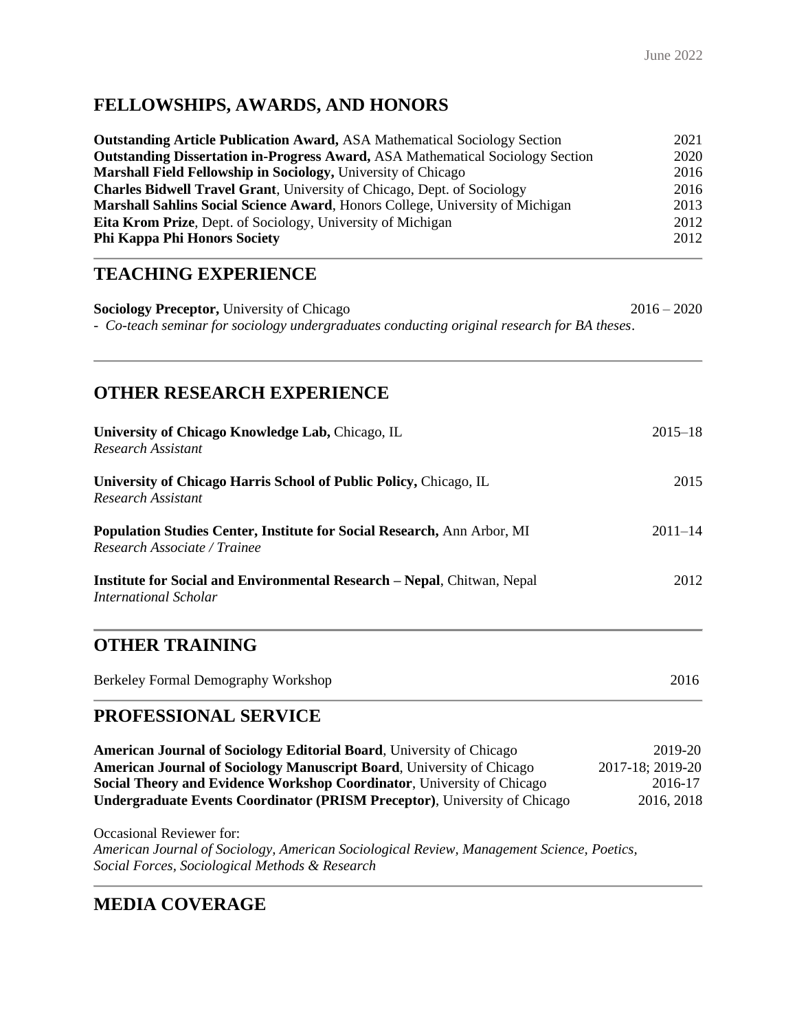June 2022

## FELLOWSHIPS, AWARDS, AND HONORS

**Outstanding Article Publication Award,** ASA Mathematical Sociology Section 2021
**Outstanding Dissertation in-Progress Award,** ASA Mathematical Sociology Section 2020
**Marshall Field Fellowship in Sociology,** University of Chicago 2016
**Charles Bidwell Travel Grant**, University of Chicago, Dept. of Sociology 2016
**Marshall Sahlins Social Science Award**, Honors College, University of Michigan 2013
**Eita Krom Prize**, Dept. of Sociology, University of Michigan 2012
**Phi Kappa Phi Honors Society** 2012

## TEACHING EXPERIENCE

**Sociology Preceptor,** University of Chicago 2016 – 2020
- *Co-teach seminar for sociology undergraduates conducting original research for BA theses*.

## OTHER RESEARCH EXPERIENCE

**University of Chicago Knowledge Lab,** Chicago, IL 2015–18
*Research Assistant*

**University of Chicago Harris School of Public Policy,** Chicago, IL 2015
*Research Assistant*

**Population Studies Center, Institute for Social Research,** Ann Arbor, MI 2011–14
*Research Associate / Trainee*

**Institute for Social and Environmental Research – Nepal**, Chitwan, Nepal 2012
*International Scholar*

## OTHER TRAINING

Berkeley Formal Demography Workshop 2016

## PROFESSIONAL SERVICE

**American Journal of Sociology Editorial Board**, University of Chicago 2019-20
**American Journal of Sociology Manuscript Board**, University of Chicago 2017-18; 2019-20
**Social Theory and Evidence Workshop Coordinator**, University of Chicago 2016-17
**Undergraduate Events Coordinator (PRISM Preceptor)**, University of Chicago 2016, 2018

Occasional Reviewer for:
*American Journal of Sociology, American Sociological Review, Management Science, Poetics, Social Forces, Sociological Methods & Research*

## MEDIA COVERAGE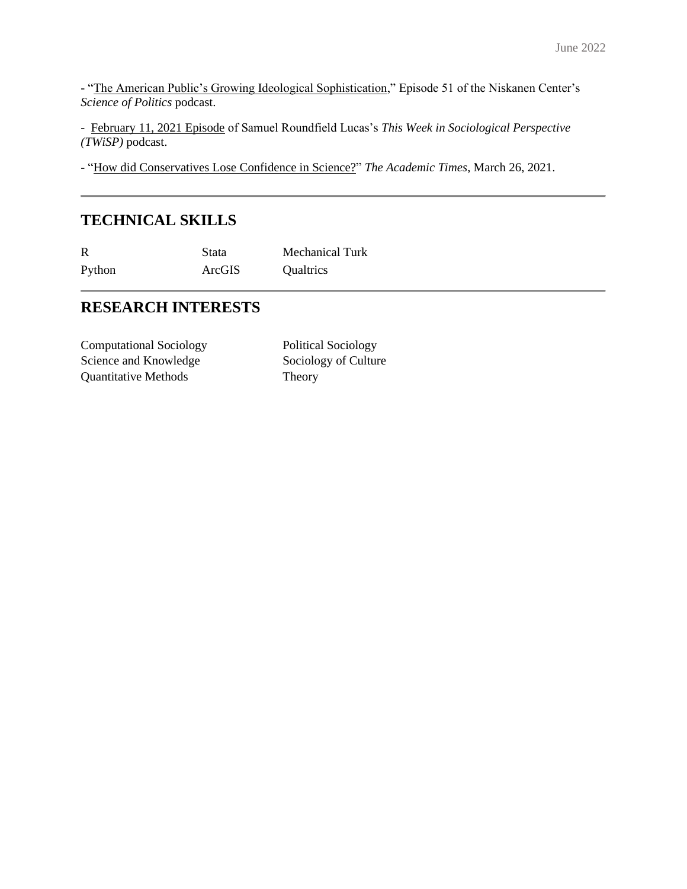- "The American Public's Growing Ideological Sophistication," Episode 51 of the Niskanen Center's *Science of Politics* podcast.

- February 11, 2021 Episode of Samuel Roundfield Lucas's *This Week in Sociological Perspective (TWiSP)* podcast.

- "How did Conservatives Lose Confidence in Science?" *The Academic Times*, March 26, 2021.

## TECHNICAL SKILLS

| | | |
|---|---|---|
| R | Stata | Mechanical Turk |
| Python | ArcGIS | Qualtrics |

## RESEARCH INTERESTS

| | |
|---|---|
| Computational Sociology | Political Sociology |
| Science and Knowledge | Sociology of Culture |
| Quantitative Methods | Theory |